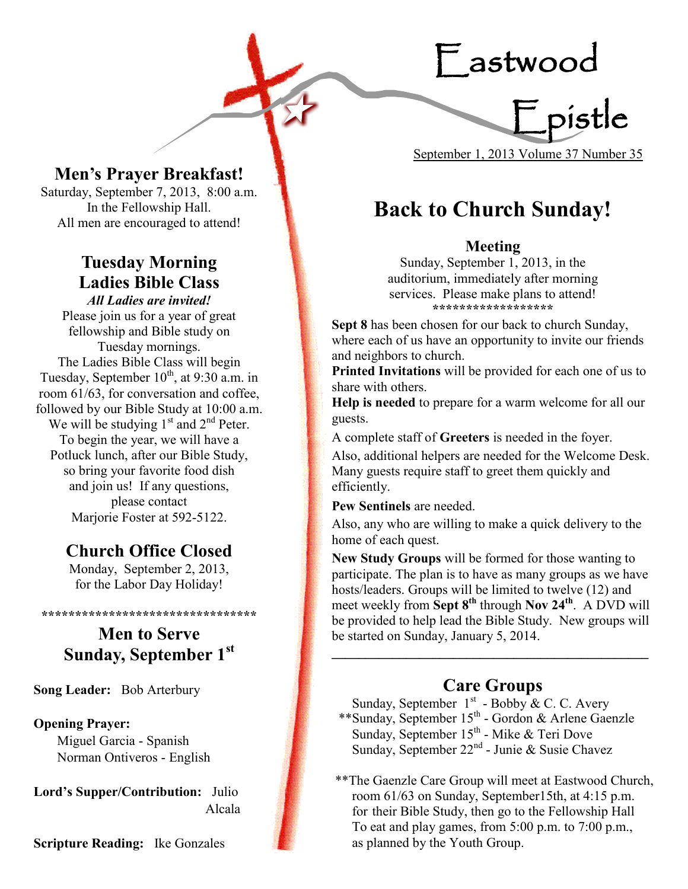# Eastwood Epistle

September 1, 2013 Volume 37 Number 35

## Men's Prayer Breakfast!

Saturday, September 7, 2013, 8:00 a.m.
In the Fellowship Hall.
All men are encouraged to attend!

## Tuesday Morning Ladies Bible Class

***All Ladies are invited!***

Please join us for a year of great fellowship and Bible study on Tuesday mornings.
The Ladies Bible Class will begin Tuesday, September 10th, at 9:30 a.m. in room 61/63, for conversation and coffee, followed by our Bible Study at 10:00 a.m.
We will be studying 1st and 2nd Peter.
To begin the year, we will have a Potluck lunch, after our Bible Study, so bring your favorite food dish and join us! If any questions, please contact Marjorie Foster at 592-5122.

## Church Office Closed

Monday, September 2, 2013, for the Labor Day Holiday!

********************************

## Men to Serve Sunday, September 1st

**Song Leader:** Bob Arterbury

**Opening Prayer:**
Miguel Garcia - Spanish
Norman Ontiveros - English

**Lord's Supper/Contribution:** Julio Alcala

**Scripture Reading:** Ike Gonzales

## Back to Church Sunday!

### Meeting

Sunday, September 1, 2013, in the auditorium, immediately after morning services. Please make plans to attend!

******************

**Sept 8** has been chosen for our back to church Sunday, where each of us have an opportunity to invite our friends and neighbors to church.

**Printed Invitations** will be provided for each one of us to share with others.

**Help is needed** to prepare for a warm welcome for all our guests.

A complete staff of **Greeters** is needed in the foyer.

Also, additional helpers are needed for the Welcome Desk. Many guests require staff to greet them quickly and efficiently.

**Pew Sentinels** are needed.

Also, any who are willing to make a quick delivery to the home of each quest.

**New Study Groups** will be formed for those wanting to participate. The plan is to have as many groups as we have hosts/leaders. Groups will be limited to twelve (12) and meet weekly from **Sept 8th** through **Nov 24th**. A DVD will be provided to help lead the Bible Study. New groups will be started on Sunday, January 5, 2014.

---

## Care Groups

Sunday, September 1st - Bobby & C. C. Avery
**Sunday, September 15th - Gordon & Arlene Gaenzle
Sunday, September 15th - Mike & Teri Dove
Sunday, September 22nd - Junie & Susie Chavez

**The Gaenzle Care Group will meet at Eastwood Church, room 61/63 on Sunday, September15th, at 4:15 p.m. for their Bible Study, then go to the Fellowship Hall To eat and play games, from 5:00 p.m. to 7:00 p.m., as planned by the Youth Group.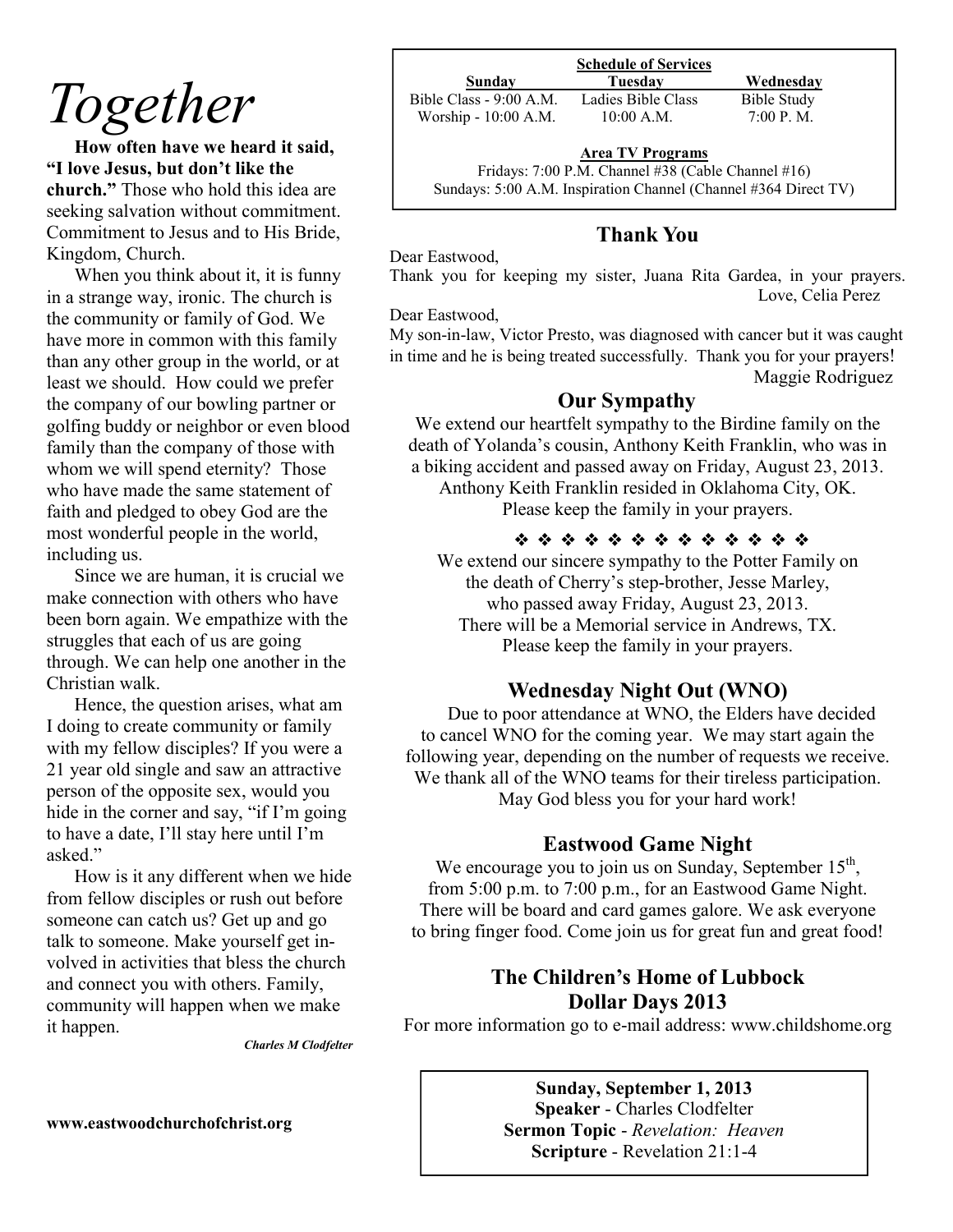# Together

**How often have we heard it said, "I love Jesus, but don't like the church."** Those who hold this idea are seeking salvation without commitment. Commitment to Jesus and to His Bride, Kingdom, Church.

When you think about it, it is funny in a strange way, ironic. The church is the community or family of God. We have more in common with this family than any other group in the world, or at least we should. How could we prefer the company of our bowling partner or golfing buddy or neighbor or even blood family than the company of those with whom we will spend eternity? Those who have made the same statement of faith and pledged to obey God are the most wonderful people in the world, including us.

Since we are human, it is crucial we make connection with others who have been born again. We empathize with the struggles that each of us are going through. We can help one another in the Christian walk.

Hence, the question arises, what am I doing to create community or family with my fellow disciples? If you were a 21 year old single and saw an attractive person of the opposite sex, would you hide in the corner and say, "if I'm going to have a date, I'll stay here until I'm asked."

How is it any different when we hide from fellow disciples or rush out before someone can catch us? Get up and go talk to someone. Make yourself get involved in activities that bless the church and connect you with others. Family, community will happen when we make it happen.

***Charles M Clodfelter***

**www.eastwoodchurchofchrist.org**

**Schedule of Services**

| **Sunday** | **Tuesday** | **Wednesday** |
|---|---|---|
| Bible Class - 9:00 A.M. | Ladies Bible Class | Bible Study |
| Worship - 10:00 A.M. | 10:00 A.M. | 7:00 P. M. |

**Area TV Programs**

Fridays: 7:00 P.M. Channel #38 (Cable Channel #16)
Sundays: 5:00 A.M. Inspiration Channel (Channel #364 Direct TV)

## Thank You

Dear Eastwood,

Thank you for keeping my sister, Juana Rita Gardea, in your prayers.
Love, Celia Perez

Dear Eastwood,

My son-in-law, Victor Presto, was diagnosed with cancer but it was caught in time and he is being treated successfully. Thank you for your prayers!
Maggie Rodriguez

## Our Sympathy

We extend our heartfelt sympathy to the Birdine family on the death of Yolanda's cousin, Anthony Keith Franklin, who was in a biking accident and passed away on Friday, August 23, 2013. Anthony Keith Franklin resided in Oklahoma City, OK. Please keep the family in your prayers.

❖ ❖ ❖ ❖ ❖ ❖ ❖ ❖ ❖ ❖ ❖ ❖ ❖ ❖

We extend our sincere sympathy to the Potter Family on the death of Cherry's step-brother, Jesse Marley, who passed away Friday, August 23, 2013. There will be a Memorial service in Andrews, TX. Please keep the family in your prayers.

## Wednesday Night Out (WNO)

Due to poor attendance at WNO, the Elders have decided to cancel WNO for the coming year. We may start again the following year, depending on the number of requests we receive. We thank all of the WNO teams for their tireless participation. May God bless you for your hard work!

## Eastwood Game Night

We encourage you to join us on Sunday, September 15th, from 5:00 p.m. to 7:00 p.m., for an Eastwood Game Night. There will be board and card games galore. We ask everyone to bring finger food. Come join us for great fun and great food!

## The Children's Home of Lubbock Dollar Days 2013

For more information go to e-mail address: www.childshome.org

**Sunday, September 1, 2013**
**Speaker** - Charles Clodfelter
**Sermon Topic** - *Revelation: Heaven*
**Scripture** - Revelation 21:1-4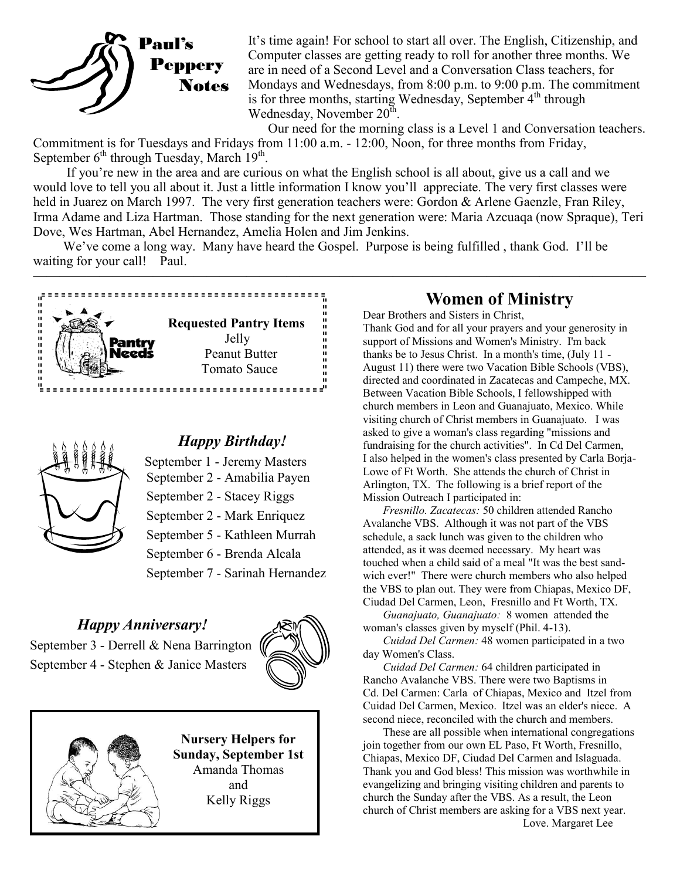## Paul's Peppery Notes

It's time again! For school to start all over. The English, Citizenship, and Computer classes are getting ready to roll for another three months. We are in need of a Second Level and a Conversation Class teachers, for Mondays and Wednesdays, from 8:00 p.m. to 9:00 p.m. The commitment is for three months, starting Wednesday, September 4th through Wednesday, November 20th.

Our need for the morning class is a Level 1 and Conversation teachers. Commitment is for Tuesdays and Fridays from 11:00 a.m. - 12:00, Noon, for three months from Friday, September 6th through Tuesday, March 19th.

If you're new in the area and are curious on what the English school is all about, give us a call and we would love to tell you all about it. Just a little information I know you'll appreciate. The very first classes were held in Juarez on March 1997. The very first generation teachers were: Gordon & Arlene Gaenzle, Fran Riley, Irma Adame and Liza Hartman. Those standing for the next generation were: Maria Azcuaqa (now Spraque), Teri Dove, Wes Hartman, Abel Hernandez, Amelia Holen and Jim Jenkins.

We've come a long way. Many have heard the Gospel. Purpose is being fulfilled , thank God. I'll be waiting for your call! Paul.

---

**Pantry Needs**

**Requested Pantry Items**
Jelly
Peanut Butter
Tomato Sauce

### *Happy Birthday!*

September 1 - Jeremy Masters
September 2 - Amabilia Payen
September 2 - Stacey Riggs
September 2 - Mark Enriquez
September 5 - Kathleen Murrah
September 6 - Brenda Alcala
September 7 - Sarinah Hernandez

### *Happy Anniversary!*

September 3 - Derrell & Nena Barrington
September 4 - Stephen & Janice Masters

**Nursery Helpers for Sunday, September 1st**
Amanda Thomas
and
Kelly Riggs

## Women of Ministry

Dear Brothers and Sisters in Christ,

Thank God and for all your prayers and your generosity in support of Missions and Women's Ministry. I'm back thanks be to Jesus Christ. In a month's time, (July 11 - August 11) there were two Vacation Bible Schools (VBS), directed and coordinated in Zacatecas and Campeche, MX. Between Vacation Bible Schools, I fellowshipped with church members in Leon and Guanajuato, Mexico. While visiting church of Christ members in Guanajuato. I was asked to give a woman's class regarding "missions and fundraising for the church activities". In Cd Del Carmen, I also helped in the women's class presented by Carla Borja-Lowe of Ft Worth. She attends the church of Christ in Arlington, TX. The following is a brief report of the Mission Outreach I participated in:

*Fresnillo. Zacatecas:* 50 children attended Rancho Avalanche VBS. Although it was not part of the VBS schedule, a sack lunch was given to the children who attended, as it was deemed necessary. My heart was touched when a child said of a meal "It was the best sandwich ever!" There were church members who also helped the VBS to plan out. They were from Chiapas, Mexico DF, Ciudad Del Carmen, Leon, Fresnillo and Ft Worth, TX.

*Guanajuato, Guanajuato:* 8 women attended the woman's classes given by myself (Phil. 4-13).

*Cuidad Del Carmen:* 48 women participated in a two day Women's Class.

*Cuidad Del Carmen:* 64 children participated in Rancho Avalanche VBS. There were two Baptisms in Cd. Del Carmen: Carla of Chiapas, Mexico and Itzel from Cuidad Del Carmen, Mexico. Itzel was an elder's niece. A second niece, reconciled with the church and members.

These are all possible when international congregations join together from our own EL Paso, Ft Worth, Fresnillo, Chiapas, Mexico DF, Ciudad Del Carmen and Islaguada. Thank you and God bless! This mission was worthwhile in evangelizing and bringing visiting children and parents to church the Sunday after the VBS. As a result, the Leon church of Christ members are asking for a VBS next year.

Love. Margaret Lee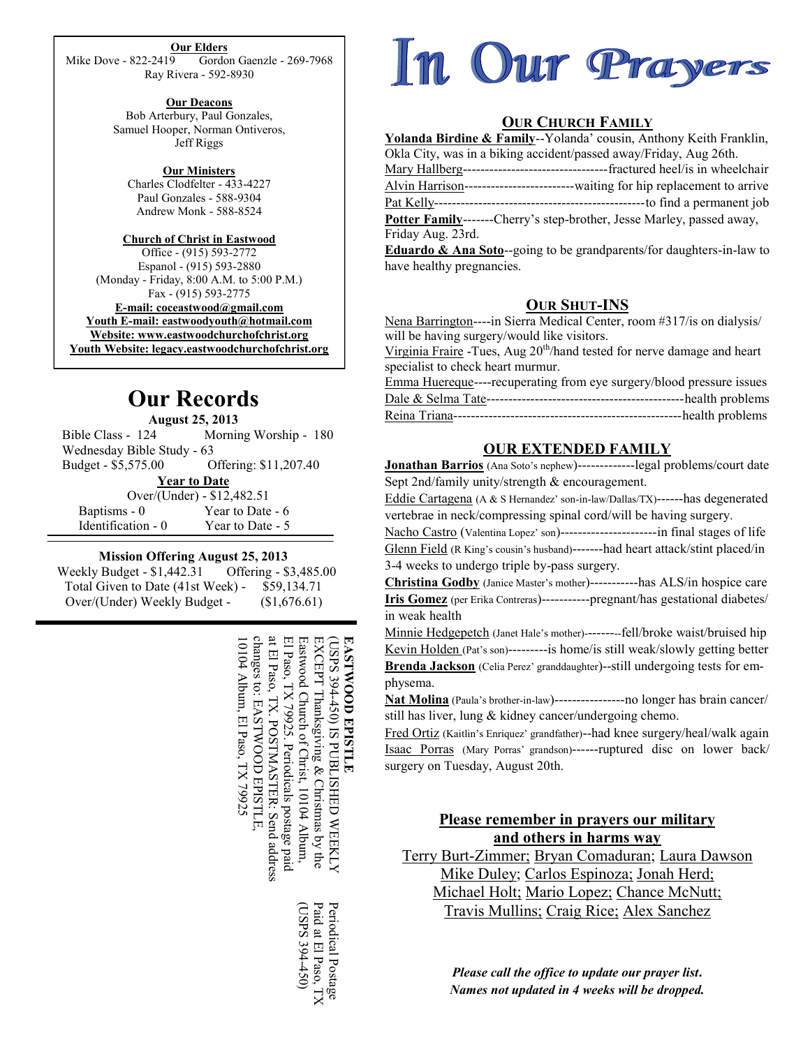**Our Elders**
Mike Dove - 822-2419 Gordon Gaenzle - 269-7968
Ray Rivera - 592-8930

**Our Deacons**
Bob Arterbury, Paul Gonzales, Samuel Hooper, Norman Ontiveros, Jeff Riggs

**Our Ministers**
Charles Clodfelter - 433-4227
Paul Gonzales - 588-9304
Andrew Monk - 588-8524

**Church of Christ in Eastwood**
Office - (915) 593-2772
Espanol - (915) 593-2880
(Monday - Friday, 8:00 A.M. to 5:00 P.M.)
Fax - (915) 593-2775
**E-mail: coceastwood@gmail.com**
**Youth E-mail: eastwoodyouth@hotmail.com**
**Website: www.eastwoodchurchofchrist.org**
**Youth Website: legacy.eastwoodchurchofchrist.org**

# Our Records

**August 25, 2013**

Bible Class - 124 Morning Worship - 180
Wednesday Bible Study - 63
Budget - $5,575.00 Offering: $11,207.40

**Year to Date**
Over/(Under) - $12,482.51
Baptisms - 0 Year to Date - 6
Identification - 0 Year to Date - 5

**Mission Offering August 25, 2013**
Weekly Budget - $1,442.31 Offering - $3,485.00
Total Given to Date (41st Week) - $59,134.71
Over/(Under) Weekly Budget - ($1,676.61)

**EASTWOOD EPISTLE** (USPS 394-450) IS PUBLISHED WEEKLY EXCEPT Thanksgiving & Christmas by the Eastwood Church of Christ, 10104 Album, El Paso, TX 79925. Periodicals postage paid at El Paso, TX. POSTMASTER: Send address changes to: EASTWOOD EPISTLE, 10104 Album, El Paso, TX 79925

Periodical Postage Paid at El Paso, TX (USPS 394-450)

# In Our Prayers

## Our Church Family

**Yolanda Birdine & Family**--Yolanda' cousin, Anthony Keith Franklin, Okla City, was in a biking accident/passed away/Friday, Aug 26th.
Mary Hallberg---------------------------------fractured heel/is in wheelchair
Alvin Harrison-------------------------waiting for hip replacement to arrive
Pat Kelly-------------------------------------------------to find a permanent job
**Potter Family**-------Cherry's step-brother, Jesse Marley, passed away, Friday Aug. 23rd.
**Eduardo & Ana Soto**--going to be grandparents/for daughters-in-law to have healthy pregnancies.

## Our Shut-Ins

Nena Barrington----in Sierra Medical Center, room #317/is on dialysis/ will be having surgery/would like visitors.
Virginia Fraire -Tues, Aug 20th/hand tested for nerve damage and heart specialist to check heart murmur.
Emma Huereque----recuperating from eye surgery/blood pressure issues
Dale & Selma Tate---------------------------------------------health problems
Reina Triana---------------------------------------------------health problems

## Our Extended Family

**Jonathan Barrios** (Ana Soto's nephew)-------------legal problems/court date Sept 2nd/family unity/strength & encouragement.
Eddie Cartagena (A & S Hernandez' son-in-law/Dallas/TX)------has degenerated vertebrae in neck/compressing spinal cord/will be having surgery.
Nacho Castro (Valentina Lopez' son)----------------------in final stages of life
Glenn Field (R King's cousin's husband)-------had heart attack/stint placed/in 3-4 weeks to undergo triple by-pass surgery.
**Christina Godby** (Janice Master's mother)-----------has ALS/in hospice care
**Iris Gomez** (per Erika Contreras)-----------pregnant/has gestational diabetes/ in weak health
Minnie Hedgepetch (Janet Hale's mother)--------fell/broke waist/bruised hip
Kevin Holden (Pat's son)---------is home/is still weak/slowly getting better
**Brenda Jackson** (Celia Perez' granddaughter)--still undergoing tests for emphysema.
**Nat Molina** (Paula's brother-in-law)----------------no longer has brain cancer/ still has liver, lung & kidney cancer/undergoing chemo.
Fred Ortiz (Kaitlin's Enriquez' grandfather)--had knee surgery/heal/walk again
Isaac Porras (Mary Porras' grandson)------ruptured disc on lower back/ surgery on Tuesday, August 20th.

**Please remember in prayers our military and others in harms way**

Terry Burt-Zimmer; Bryan Comaduran; Laura Dawson
Mike Duley; Carlos Espinoza; Jonah Herd;
Michael Holt; Mario Lopez; Chance McNutt;
Travis Mullins; Craig Rice; Alex Sanchez

***Please call the office to update our prayer list. Names not updated in 4 weeks will be dropped.***